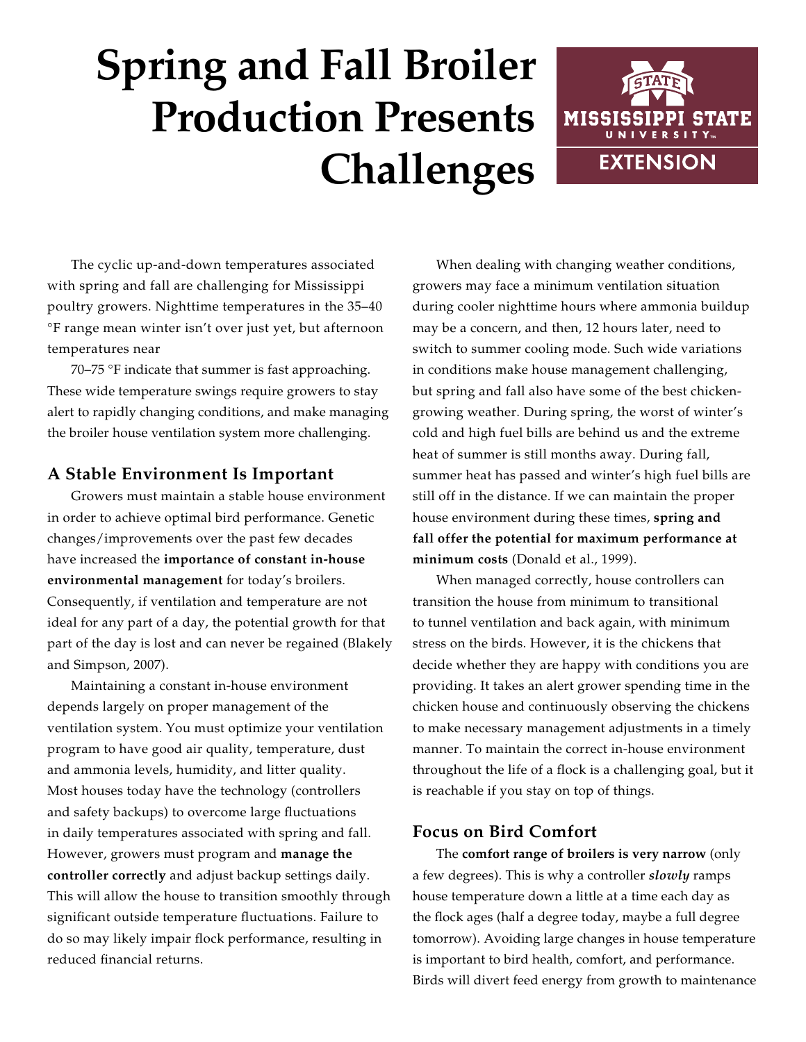# Spring and Fall Broiler Production Presents Challenges

The cyclic up-and-down temperatures associated with spring and fall are challenging for Mississippi poultry growers. Nighttime temperatures in the 35–40 °F range mean winter isn't over just yet, but afternoon temperatures near 70–75 °F indicate that summer is fast approaching. These wide temperature swings require growers to stay alert to rapidly changing conditions, and make managing the broiler house ventilation system more challenging.

## A Stable Environment Is Important

Growers must maintain a stable house environment in order to achieve optimal bird performance. Genetic changes/improvements over the past few decades have increased the **importance of constant in-house environmental management** for today's broilers. Consequently, if ventilation and temperature are not ideal for any part of a day, the potential growth for that part of the day is lost and can never be regained (Blakely and Simpson, 2007).

Maintaining a constant in-house environment depends largely on proper management of the ventilation system. You must optimize your ventilation program to have good air quality, temperature, dust and ammonia levels, humidity, and litter quality. Most houses today have the technology (controllers and safety backups) to overcome large fluctuations in daily temperatures associated with spring and fall. However, growers must program and **manage the controller correctly** and adjust backup settings daily. This will allow the house to transition smoothly through significant outside temperature fluctuations. Failure to do so may likely impair flock performance, resulting in reduced financial returns.

When dealing with changing weather conditions, growers may face a minimum ventilation situation during cooler nighttime hours where ammonia buildup may be a concern, and then, 12 hours later, need to switch to summer cooling mode. Such wide variations in conditions make house management challenging, but spring and fall also have some of the best chicken-growing weather. During spring, the worst of winter's cold and high fuel bills are behind us and the extreme heat of summer is still months away. During fall, summer heat has passed and winter's high fuel bills are still off in the distance. If we can maintain the proper house environment during these times, **spring and fall offer the potential for maximum performance at minimum costs** (Donald et al., 1999).

When managed correctly, house controllers can transition the house from minimum to transitional to tunnel ventilation and back again, with minimum stress on the birds. However, it is the chickens that decide whether they are happy with conditions you are providing. It takes an alert grower spending time in the chicken house and continuously observing the chickens to make necessary management adjustments in a timely manner. To maintain the correct in-house environment throughout the life of a flock is a challenging goal, but it is reachable if you stay on top of things.

## Focus on Bird Comfort

The **comfort range of broilers is very narrow** (only a few degrees). This is why a controller ***slowly*** ramps house temperature down a little at a time each day as the flock ages (half a degree today, maybe a full degree tomorrow). Avoiding large changes in house temperature is important to bird health, comfort, and performance. Birds will divert feed energy from growth to maintenance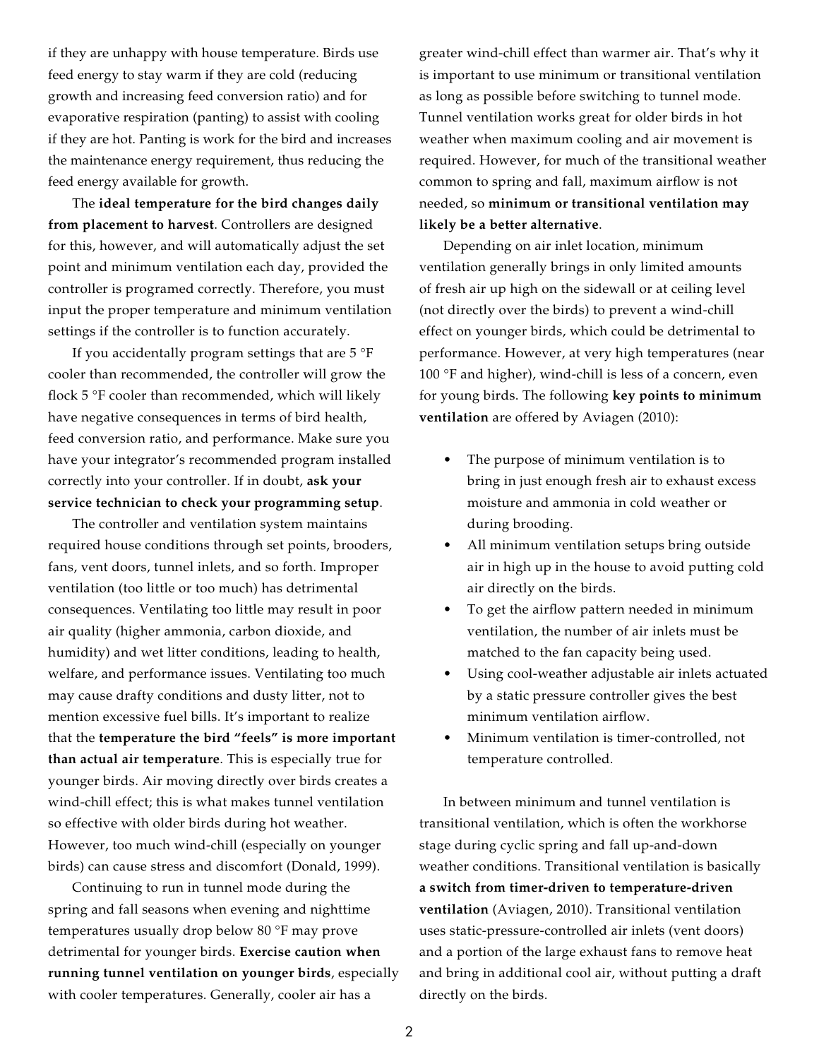if they are unhappy with house temperature. Birds use feed energy to stay warm if they are cold (reducing growth and increasing feed conversion ratio) and for evaporative respiration (panting) to assist with cooling if they are hot. Panting is work for the bird and increases the maintenance energy requirement, thus reducing the feed energy available for growth.

The **ideal temperature for the bird changes daily from placement to harvest**. Controllers are designed for this, however, and will automatically adjust the set point and minimum ventilation each day, provided the controller is programed correctly. Therefore, you must input the proper temperature and minimum ventilation settings if the controller is to function accurately.

If you accidentally program settings that are 5 °F cooler than recommended, the controller will grow the flock 5 °F cooler than recommended, which will likely have negative consequences in terms of bird health, feed conversion ratio, and performance. Make sure you have your integrator's recommended program installed correctly into your controller. If in doubt, **ask your service technician to check your programming setup**.

The controller and ventilation system maintains required house conditions through set points, brooders, fans, vent doors, tunnel inlets, and so forth. Improper ventilation (too little or too much) has detrimental consequences. Ventilating too little may result in poor air quality (higher ammonia, carbon dioxide, and humidity) and wet litter conditions, leading to health, welfare, and performance issues. Ventilating too much may cause drafty conditions and dusty litter, not to mention excessive fuel bills. It's important to realize that the **temperature the bird "feels" is more important than actual air temperature**. This is especially true for younger birds. Air moving directly over birds creates a wind-chill effect; this is what makes tunnel ventilation so effective with older birds during hot weather. However, too much wind-chill (especially on younger birds) can cause stress and discomfort (Donald, 1999).

Continuing to run in tunnel mode during the spring and fall seasons when evening and nighttime temperatures usually drop below 80 °F may prove detrimental for younger birds. **Exercise caution when running tunnel ventilation on younger birds**, especially with cooler temperatures. Generally, cooler air has a greater wind-chill effect than warmer air. That's why it is important to use minimum or transitional ventilation as long as possible before switching to tunnel mode. Tunnel ventilation works great for older birds in hot weather when maximum cooling and air movement is required. However, for much of the transitional weather common to spring and fall, maximum airflow is not needed, so **minimum or transitional ventilation may likely be a better alternative**.

Depending on air inlet location, minimum ventilation generally brings in only limited amounts of fresh air up high on the sidewall or at ceiling level (not directly over the birds) to prevent a wind-chill effect on younger birds, which could be detrimental to performance. However, at very high temperatures (near 100 °F and higher), wind-chill is less of a concern, even for young birds. The following **key points to minimum ventilation** are offered by Aviagen (2010):

- The purpose of minimum ventilation is to bring in just enough fresh air to exhaust excess moisture and ammonia in cold weather or during brooding.
- All minimum ventilation setups bring outside air in high up in the house to avoid putting cold air directly on the birds.
- To get the airflow pattern needed in minimum ventilation, the number of air inlets must be matched to the fan capacity being used.
- Using cool-weather adjustable air inlets actuated by a static pressure controller gives the best minimum ventilation airflow.
- Minimum ventilation is timer-controlled, not temperature controlled.

In between minimum and tunnel ventilation is transitional ventilation, which is often the workhorse stage during cyclic spring and fall up-and-down weather conditions. Transitional ventilation is basically **a switch from timer-driven to temperature-driven ventilation** (Aviagen, 2010). Transitional ventilation uses static-pressure-controlled air inlets (vent doors) and a portion of the large exhaust fans to remove heat and bring in additional cool air, without putting a draft directly on the birds.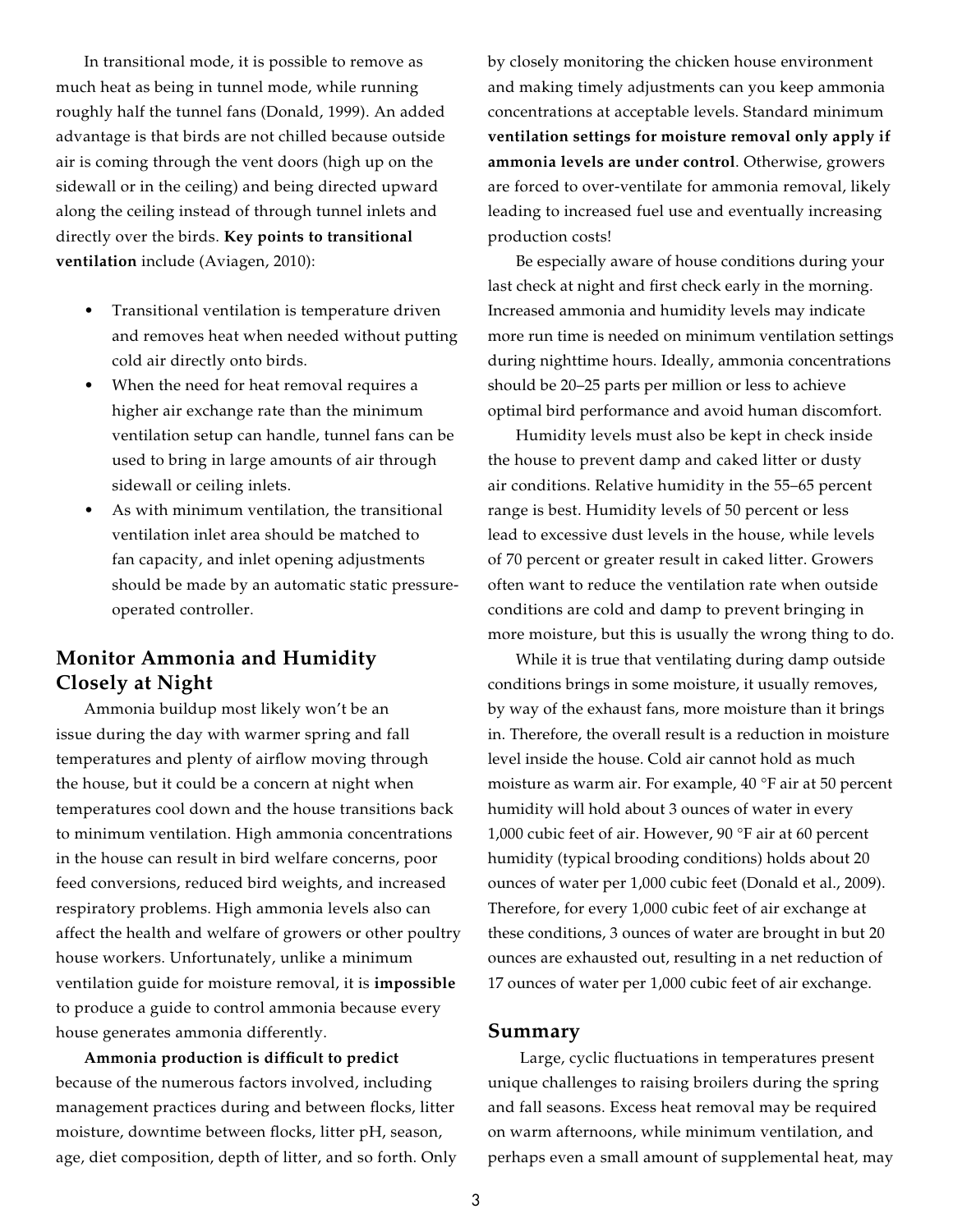In transitional mode, it is possible to remove as much heat as being in tunnel mode, while running roughly half the tunnel fans (Donald, 1999). An added advantage is that birds are not chilled because outside air is coming through the vent doors (high up on the sidewall or in the ceiling) and being directed upward along the ceiling instead of through tunnel inlets and directly over the birds. **Key points to transitional ventilation** include (Aviagen, 2010):

- Transitional ventilation is temperature driven and removes heat when needed without putting cold air directly onto birds.
- When the need for heat removal requires a higher air exchange rate than the minimum ventilation setup can handle, tunnel fans can be used to bring in large amounts of air through sidewall or ceiling inlets.
- As with minimum ventilation, the transitional ventilation inlet area should be matched to fan capacity, and inlet opening adjustments should be made by an automatic static pressure-operated controller.

## Monitor Ammonia and Humidity Closely at Night

Ammonia buildup most likely won't be an issue during the day with warmer spring and fall temperatures and plenty of airflow moving through the house, but it could be a concern at night when temperatures cool down and the house transitions back to minimum ventilation. High ammonia concentrations in the house can result in bird welfare concerns, poor feed conversions, reduced bird weights, and increased respiratory problems. High ammonia levels also can affect the health and welfare of growers or other poultry house workers. Unfortunately, unlike a minimum ventilation guide for moisture removal, it is **impossible** to produce a guide to control ammonia because every house generates ammonia differently.

**Ammonia production is difficult to predict** because of the numerous factors involved, including management practices during and between flocks, litter moisture, downtime between flocks, litter pH, season, age, diet composition, depth of litter, and so forth. Only by closely monitoring the chicken house environment and making timely adjustments can you keep ammonia concentrations at acceptable levels. Standard minimum **ventilation settings for moisture removal only apply if ammonia levels are under control**. Otherwise, growers are forced to over-ventilate for ammonia removal, likely leading to increased fuel use and eventually increasing production costs!

Be especially aware of house conditions during your last check at night and first check early in the morning. Increased ammonia and humidity levels may indicate more run time is needed on minimum ventilation settings during nighttime hours. Ideally, ammonia concentrations should be 20–25 parts per million or less to achieve optimal bird performance and avoid human discomfort.

Humidity levels must also be kept in check inside the house to prevent damp and caked litter or dusty air conditions. Relative humidity in the 55–65 percent range is best. Humidity levels of 50 percent or less lead to excessive dust levels in the house, while levels of 70 percent or greater result in caked litter. Growers often want to reduce the ventilation rate when outside conditions are cold and damp to prevent bringing in more moisture, but this is usually the wrong thing to do.

While it is true that ventilating during damp outside conditions brings in some moisture, it usually removes, by way of the exhaust fans, more moisture than it brings in. Therefore, the overall result is a reduction in moisture level inside the house. Cold air cannot hold as much moisture as warm air. For example, 40 °F air at 50 percent humidity will hold about 3 ounces of water in every 1,000 cubic feet of air. However, 90 °F air at 60 percent humidity (typical brooding conditions) holds about 20 ounces of water per 1,000 cubic feet (Donald et al., 2009). Therefore, for every 1,000 cubic feet of air exchange at these conditions, 3 ounces of water are brought in but 20 ounces are exhausted out, resulting in a net reduction of 17 ounces of water per 1,000 cubic feet of air exchange.

## Summary

Large, cyclic fluctuations in temperatures present unique challenges to raising broilers during the spring and fall seasons. Excess heat removal may be required on warm afternoons, while minimum ventilation, and perhaps even a small amount of supplemental heat, may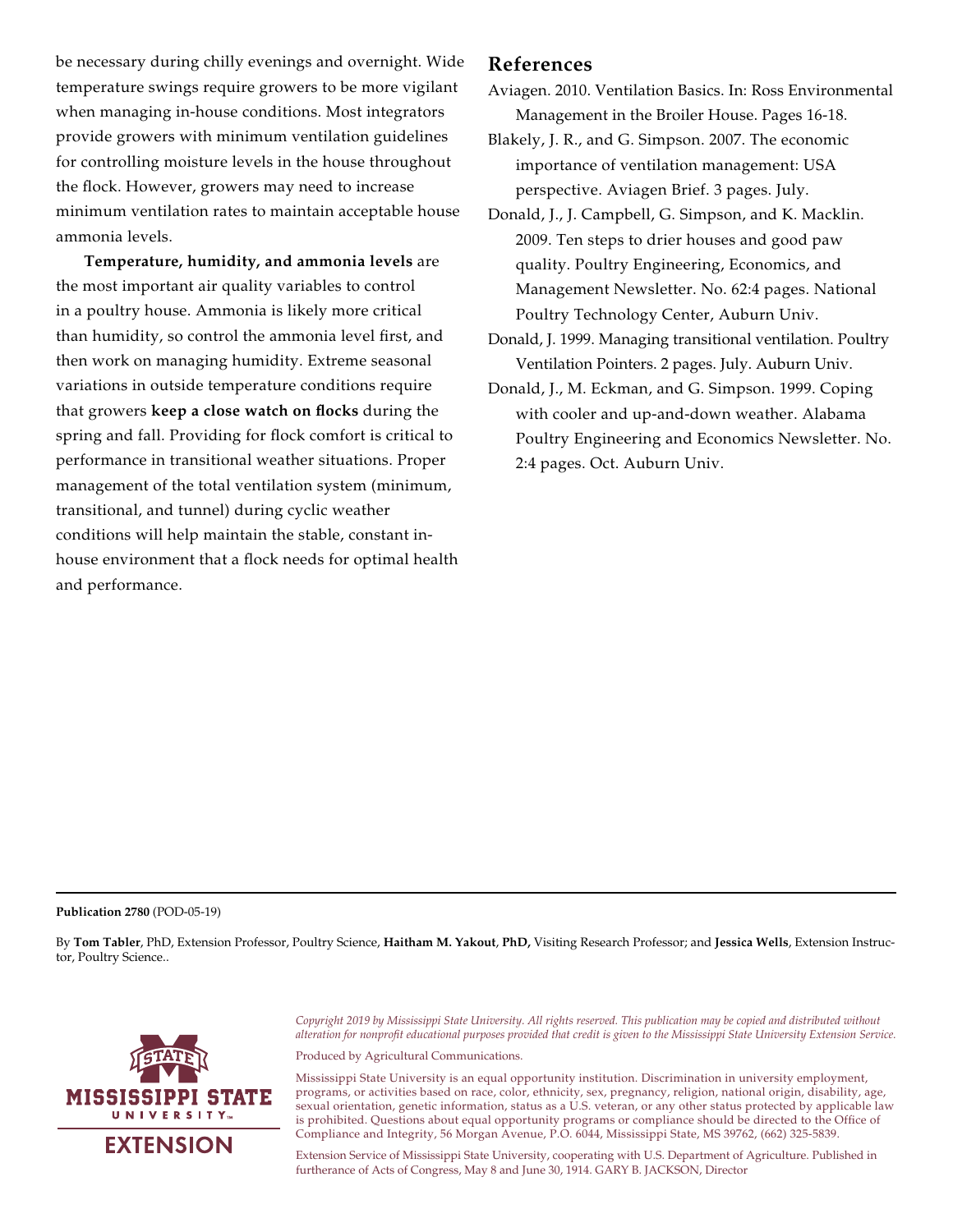be necessary during chilly evenings and overnight. Wide temperature swings require growers to be more vigilant when managing in-house conditions. Most integrators provide growers with minimum ventilation guidelines for controlling moisture levels in the house throughout the flock. However, growers may need to increase minimum ventilation rates to maintain acceptable house ammonia levels.

**Temperature, humidity, and ammonia levels** are the most important air quality variables to control in a poultry house. Ammonia is likely more critical than humidity, so control the ammonia level first, and then work on managing humidity. Extreme seasonal variations in outside temperature conditions require that growers **keep a close watch on flocks** during the spring and fall. Providing for flock comfort is critical to performance in transitional weather situations. Proper management of the total ventilation system (minimum, transitional, and tunnel) during cyclic weather conditions will help maintain the stable, constant in-house environment that a flock needs for optimal health and performance.

## References

Aviagen. 2010. Ventilation Basics. In: Ross Environmental Management in the Broiler House. Pages 16-18.

Blakely, J. R., and G. Simpson. 2007. The economic importance of ventilation management: USA perspective. Aviagen Brief. 3 pages. July.

Donald, J., J. Campbell, G. Simpson, and K. Macklin. 2009. Ten steps to drier houses and good paw quality. Poultry Engineering, Economics, and Management Newsletter. No. 62:4 pages. National Poultry Technology Center, Auburn Univ.

Donald, J. 1999. Managing transitional ventilation. Poultry Ventilation Pointers. 2 pages. July. Auburn Univ.

Donald, J., M. Eckman, and G. Simpson. 1999. Coping with cooler and up-and-down weather. Alabama Poultry Engineering and Economics Newsletter. No. 2:4 pages. Oct. Auburn Univ.

---

**Publication 2780** (POD-05-19)

By **Tom Tabler**, PhD, Extension Professor, Poultry Science, **Haitham M. Yakout**, **PhD,** Visiting Research Professor; and **Jessica Wells**, Extension Instructor, Poultry Science..

MISSISSIPPI STATE UNIVERSITY™ EXTENSION

*Copyright 2019 by Mississippi State University. All rights reserved. This publication may be copied and distributed without alteration for nonprofit educational purposes provided that credit is given to the Mississippi State University Extension Service.*

Produced by Agricultural Communications.

Mississippi State University is an equal opportunity institution. Discrimination in university employment, programs, or activities based on race, color, ethnicity, sex, pregnancy, religion, national origin, disability, age, sexual orientation, genetic information, status as a U.S. veteran, or any other status protected by applicable law is prohibited. Questions about equal opportunity programs or compliance should be directed to the Office of Compliance and Integrity, 56 Morgan Avenue, P.O. 6044, Mississippi State, MS 39762, (662) 325-5839.

Extension Service of Mississippi State University, cooperating with U.S. Department of Agriculture. Published in furtherance of Acts of Congress, May 8 and June 30, 1914. GARY B. JACKSON, Director